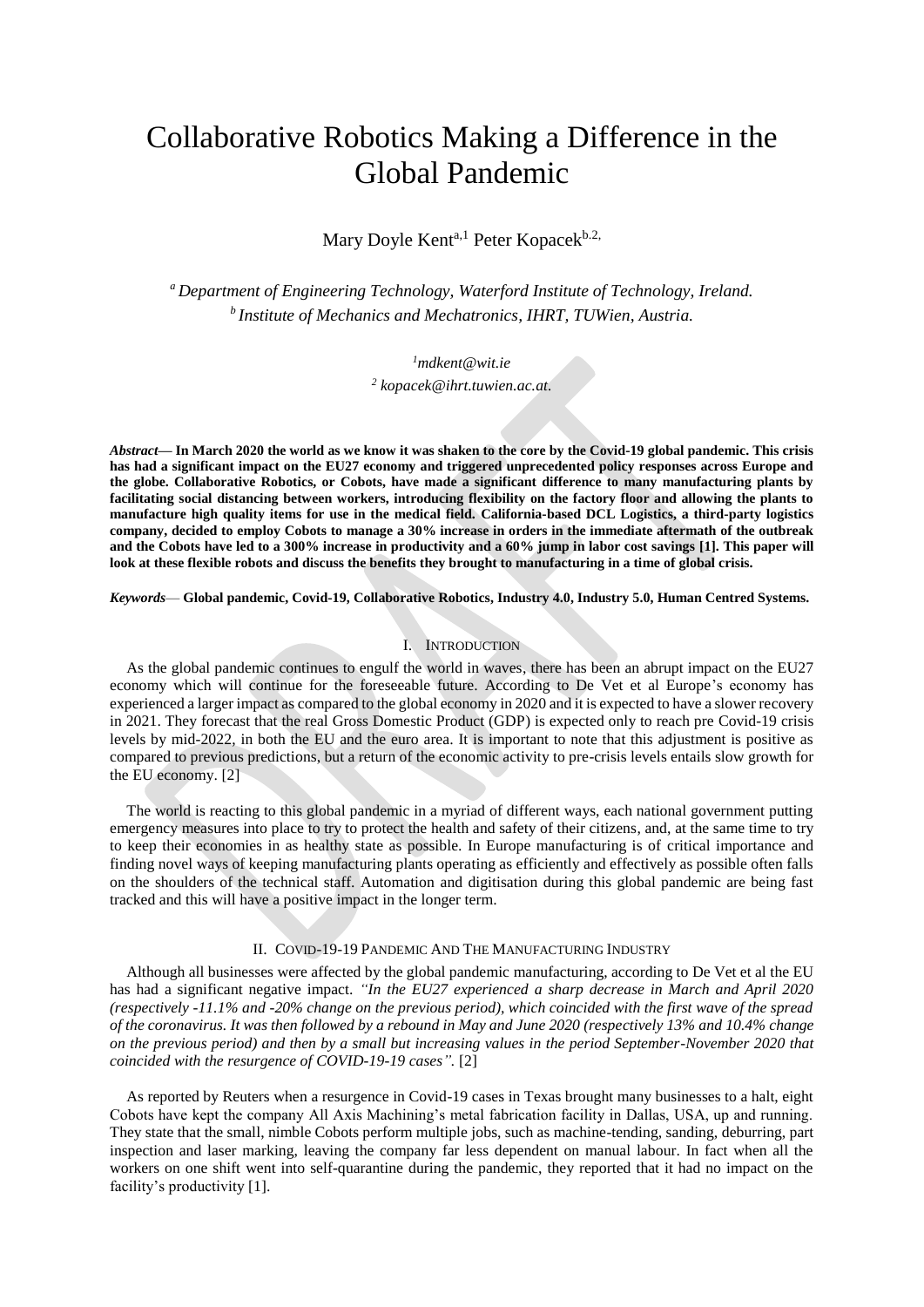# Collaborative Robotics Making a Difference in the Global Pandemic

Mary Doyle Kent[a,1] Peter Kopacek[b.2,]

[a] *Department of Engineering Technology, Waterford Institute of Technology, Ireland.*
[b] *Institute of Mechanics and Mechatronics, IHRT, TUWien, Austria.*

[1]*mdkent@wit.ie*
[2] *kopacek@ihrt.tuwien.ac.at.*

***Abstract*— In March 2020 the world as we know it was shaken to the core by the Covid-19 global pandemic. This crisis has had a significant impact on the EU27 economy and triggered unprecedented policy responses across Europe and the globe. Collaborative Robotics, or Cobots, have made a significant difference to many manufacturing plants by facilitating social distancing between workers, introducing flexibility on the factory floor and allowing the plants to manufacture high quality items for use in the medical field. California-based DCL Logistics, a third-party logistics company, decided to employ Cobots to manage a 30% increase in orders in the immediate aftermath of the outbreak and the Cobots have led to a 300% increase in productivity and a 60% jump in labor cost savings [1]. This paper will look at these flexible robots and discuss the benefits they brought to manufacturing in a time of global crisis.**

***Keywords*— Global pandemic, Covid-19, Collaborative Robotics, Industry 4.0, Industry 5.0, Human Centred Systems.**

## I. Introduction

As the global pandemic continues to engulf the world in waves, there has been an abrupt impact on the EU27 economy which will continue for the foreseeable future. According to De Vet et al Europe's economy has experienced a larger impact as compared to the global economy in 2020 and it is expected to have a slower recovery in 2021. They forecast that the real Gross Domestic Product (GDP) is expected only to reach pre Covid-19 crisis levels by mid-2022, in both the EU and the euro area. It is important to note that this adjustment is positive as compared to previous predictions, but a return of the economic activity to pre-crisis levels entails slow growth for the EU economy. [2]

The world is reacting to this global pandemic in a myriad of different ways, each national government putting emergency measures into place to try to protect the health and safety of their citizens, and, at the same time to try to keep their economies in as healthy state as possible. In Europe manufacturing is of critical importance and finding novel ways of keeping manufacturing plants operating as efficiently and effectively as possible often falls on the shoulders of the technical staff. Automation and digitisation during this global pandemic are being fast tracked and this will have a positive impact in the longer term.

## II. Covid-19-19 Pandemic And The Manufacturing Industry

Although all businesses were affected by the global pandemic manufacturing, according to De Vet et al the EU has had a significant negative impact. *"In the EU27 experienced a sharp decrease in March and April 2020 (respectively -11.1% and -20% change on the previous period), which coincided with the first wave of the spread of the coronavirus. It was then followed by a rebound in May and June 2020 (respectively 13% and 10.4% change on the previous period) and then by a small but increasing values in the period September-November 2020 that coincided with the resurgence of COVID-19-19 cases".* [2]

As reported by Reuters when a resurgence in Covid-19 cases in Texas brought many businesses to a halt, eight Cobots have kept the company All Axis Machining's metal fabrication facility in Dallas, USA, up and running. They state that the small, nimble Cobots perform multiple jobs, such as machine-tending, sanding, deburring, part inspection and laser marking, leaving the company far less dependent on manual labour. In fact when all the workers on one shift went into self-quarantine during the pandemic, they reported that it had no impact on the facility's productivity [1].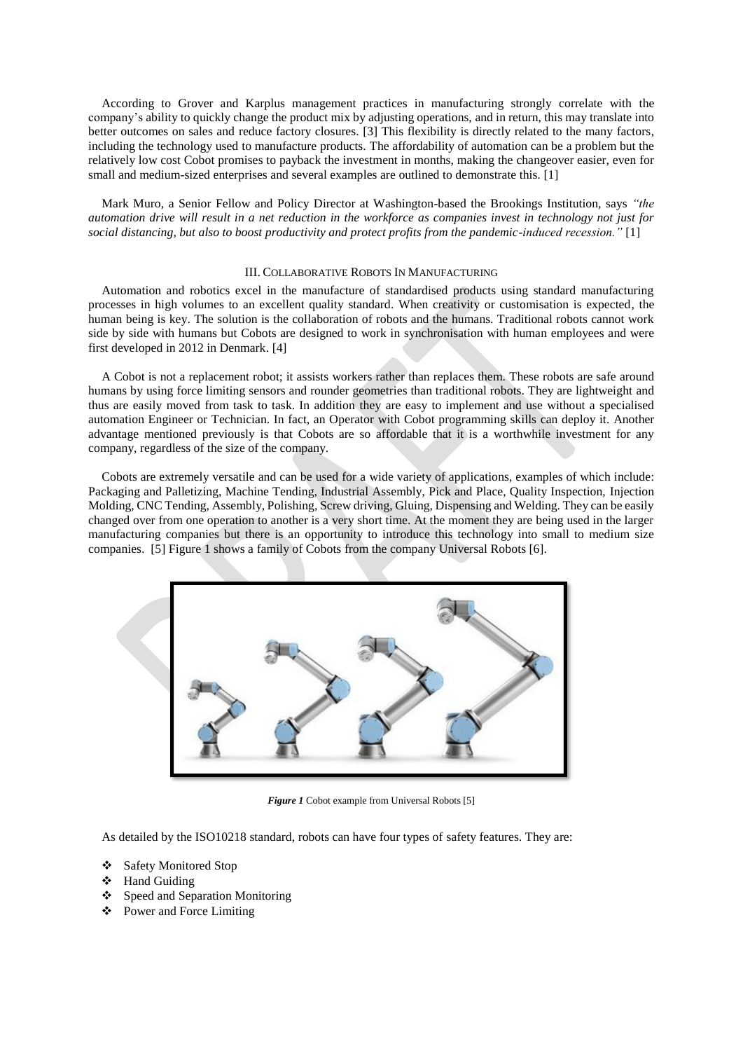According to Grover and Karplus management practices in manufacturing strongly correlate with the company's ability to quickly change the product mix by adjusting operations, and in return, this may translate into better outcomes on sales and reduce factory closures. [3] This flexibility is directly related to the many factors, including the technology used to manufacture products. The affordability of automation can be a problem but the relatively low cost Cobot promises to payback the investment in months, making the changeover easier, even for small and medium-sized enterprises and several examples are outlined to demonstrate this. [1]

Mark Muro, a Senior Fellow and Policy Director at Washington-based the Brookings Institution, says *"the automation drive will result in a net reduction in the workforce as companies invest in technology not just for social distancing, but also to boost productivity and protect profits from the pandemic-induced recession."* [1]

## III. Collaborative Robots In Manufacturing

Automation and robotics excel in the manufacture of standardised products using standard manufacturing processes in high volumes to an excellent quality standard. When creativity or customisation is expected, the human being is key. The solution is the collaboration of robots and the humans. Traditional robots cannot work side by side with humans but Cobots are designed to work in synchronisation with human employees and were first developed in 2012 in Denmark. [4]

A Cobot is not a replacement robot; it assists workers rather than replaces them. These robots are safe around humans by using force limiting sensors and rounder geometries than traditional robots. They are lightweight and thus are easily moved from task to task. In addition they are easy to implement and use without a specialised automation Engineer or Technician. In fact, an Operator with Cobot programming skills can deploy it. Another advantage mentioned previously is that Cobots are so affordable that it is a worthwhile investment for any company, regardless of the size of the company.

Cobots are extremely versatile and can be used for a wide variety of applications, examples of which include: Packaging and Palletizing, Machine Tending, Industrial Assembly, Pick and Place, Quality Inspection, Injection Molding, CNC Tending, Assembly, Polishing, Screw driving, Gluing, Dispensing and Welding. They can be easily changed over from one operation to another is a very short time. At the moment they are being used in the larger manufacturing companies but there is an opportunity to introduce this technology into small to medium size companies. [5] Figure 1 shows a family of Cobots from the company Universal Robots [6].

***Figure 1*** Cobot example from Universal Robots [5]

As detailed by the ISO10218 standard, robots can have four types of safety features. They are:

- Safety Monitored Stop
- Hand Guiding
- Speed and Separation Monitoring
- Power and Force Limiting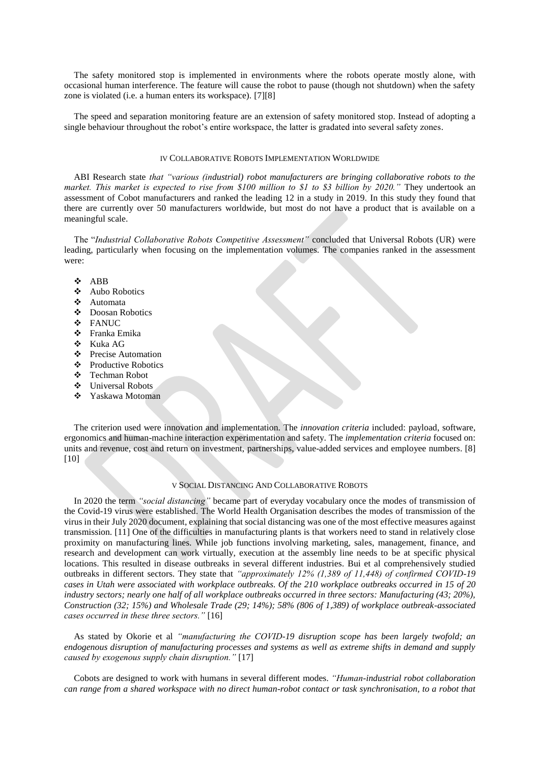The safety monitored stop is implemented in environments where the robots operate mostly alone, with occasional human interference. The feature will cause the robot to pause (though not shutdown) when the safety zone is violated (i.e. a human enters its workspace). [7][8]

The speed and separation monitoring feature are an extension of safety monitored stop. Instead of adopting a single behaviour throughout the robot's entire workspace, the latter is gradated into several safety zones.

## IV Collaborative Robots Implementation Worldwide

ABI Research state *that "various (industrial) robot manufacturers are bringing collaborative robots to the market. This market is expected to rise from $100 million to $1 to $3 billion by 2020."* They undertook an assessment of Cobot manufacturers and ranked the leading 12 in a study in 2019. In this study they found that there are currently over 50 manufacturers worldwide, but most do not have a product that is available on a meaningful scale.

The "*Industrial Collaborative Robots Competitive Assessment"* concluded that Universal Robots (UR) were leading, particularly when focusing on the implementation volumes. The companies ranked in the assessment were:

- ABB
- Aubo Robotics
- Automata
- Doosan Robotics
- FANUC
- Franka Emika
- Kuka AG
- Precise Automation
- Productive Robotics
- Techman Robot
- Universal Robots
- Yaskawa Motoman

The criterion used were innovation and implementation. The *innovation criteria* included: payload, software, ergonomics and human-machine interaction experimentation and safety. The *implementation criteria* focused on: units and revenue, cost and return on investment, partnerships, value-added services and employee numbers. [8] [10]

## V Social Distancing And Collaborative Robots

In 2020 the term *"social distancing"* became part of everyday vocabulary once the modes of transmission of the Covid-19 virus were established. The World Health Organisation describes the modes of transmission of the virus in their July 2020 document, explaining that social distancing was one of the most effective measures against transmission. [11] One of the difficulties in manufacturing plants is that workers need to stand in relatively close proximity on manufacturing lines. While job functions involving marketing, sales, management, finance, and research and development can work virtually, execution at the assembly line needs to be at specific physical locations. This resulted in disease outbreaks in several different industries. Bui et al comprehensively studied outbreaks in different sectors. They state that *"approximately 12% (1,389 of 11,448) of confirmed COVID-19 cases in Utah were associated with workplace outbreaks. Of the 210 workplace outbreaks occurred in 15 of 20 industry sectors; nearly one half of all workplace outbreaks occurred in three sectors: Manufacturing (43; 20%), Construction (32; 15%) and Wholesale Trade (29; 14%); 58% (806 of 1,389) of workplace outbreak-associated cases occurred in these three sectors."* [16]

As stated by Okorie et al *"manufacturing the COVID-19 disruption scope has been largely twofold; an endogenous disruption of manufacturing processes and systems as well as extreme shifts in demand and supply caused by exogenous supply chain disruption."* [17]

Cobots are designed to work with humans in several different modes. *"Human-industrial robot collaboration can range from a shared workspace with no direct human-robot contact or task synchronisation, to a robot that*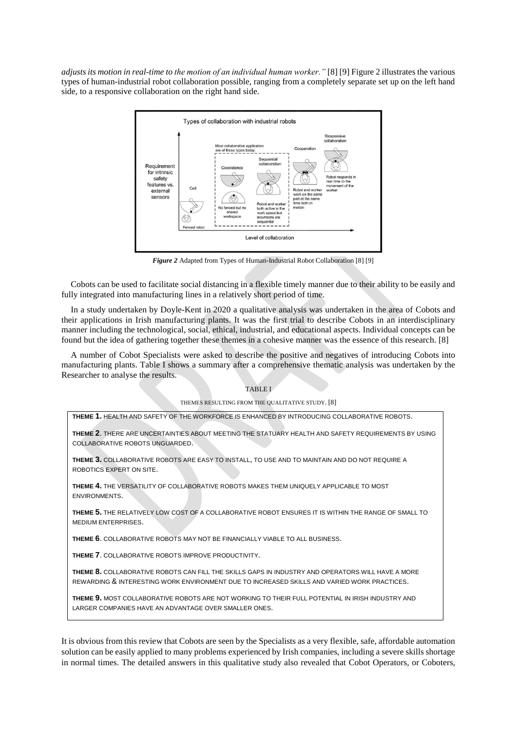*adjusts its motion in real-time to the motion of an individual human worker."* [8] [9] Figure 2 illustrates the various types of human-industrial robot collaboration possible, ranging from a completely separate set up on the left hand side, to a responsive collaboration on the right hand side.

***Figure 2*** Adapted from Types of Human-Industrial Robot Collaboration [8] [9]

Cobots can be used to facilitate social distancing in a flexible timely manner due to their ability to be easily and fully integrated into manufacturing lines in a relatively short period of time.

In a study undertaken by Doyle-Kent in 2020 a qualitative analysis was undertaken in the area of Cobots and their applications in Irish manufacturing plants. It was the first trial to describe Cobots in an interdisciplinary manner including the technological, social, ethical, industrial, and educational aspects. Individual concepts can be found but the idea of gathering together these themes in a cohesive manner was the essence of this research. [8]

A number of Cobot Specialists were asked to describe the positive and negatives of introducing Cobots into manufacturing plants. Table I shows a summary after a comprehensive thematic analysis was undertaken by the Researcher to analyse the results.

TABLE I

THEMES RESULTING FROM THE QUALITATIVE STUDY. [8]

| |
|---|
| **THEME 1.** HEALTH AND SAFETY OF THE WORKFORCE IS ENHANCED BY INTRODUCING COLLABORATIVE ROBOTS. |
| **THEME 2**. THERE ARE UNCERTAINTIES ABOUT MEETING THE STATUARY HEALTH AND SAFETY REQUIREMENTS BY USING COLLABORATIVE ROBOTS UNGUARDED. |
| **THEME 3.** COLLABORATIVE ROBOTS ARE EASY TO INSTALL, TO USE AND TO MAINTAIN AND DO NOT REQUIRE A ROBOTICS EXPERT ON SITE. |
| **THEME 4.** THE VERSATILITY OF COLLABORATIVE ROBOTS MAKES THEM UNIQUELY APPLICABLE TO MOST ENVIRONMENTS. |
| **THEME 5.** THE RELATIVELY LOW COST OF A COLLABORATIVE ROBOT ENSURES IT IS WITHIN THE RANGE OF SMALL TO MEDIUM ENTERPRISES. |
| **THEME 6**. COLLABORATIVE ROBOTS MAY NOT BE FINANCIALLY VIABLE TO ALL BUSINESS. |
| **THEME 7**. COLLABORATIVE ROBOTS IMPROVE PRODUCTIVITY. |
| **THEME 8.** COLLABORATIVE ROBOTS CAN FILL THE SKILLS GAPS IN INDUSTRY AND OPERATORS WILL HAVE A MORE REWARDING & INTERESTING WORK ENVIRONMENT DUE TO INCREASED SKILLS AND VARIED WORK PRACTICES. |
| **THEME 9.** MOST COLLABORATIVE ROBOTS ARE NOT WORKING TO THEIR FULL POTENTIAL IN IRISH INDUSTRY AND LARGER COMPANIES HAVE AN ADVANTAGE OVER SMALLER ONES. |

It is obvious from this review that Cobots are seen by the Specialists as a very flexible, safe, affordable automation solution can be easily applied to many problems experienced by Irish companies, including a severe skills shortage in normal times. The detailed answers in this qualitative study also revealed that Cobot Operators, or Coboters,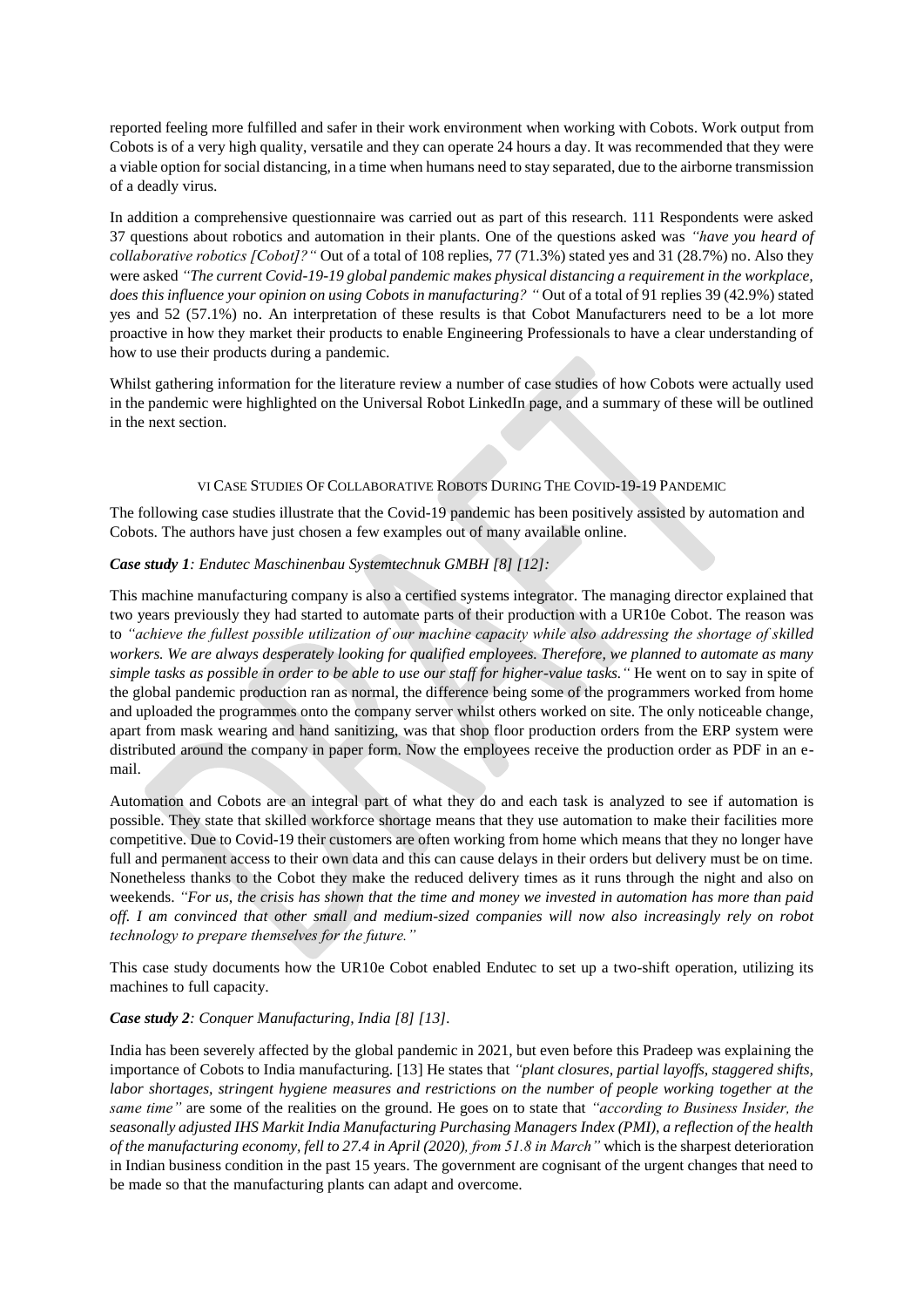reported feeling more fulfilled and safer in their work environment when working with Cobots. Work output from Cobots is of a very high quality, versatile and they can operate 24 hours a day. It was recommended that they were a viable option for social distancing, in a time when humans need to stay separated, due to the airborne transmission of a deadly virus.

In addition a comprehensive questionnaire was carried out as part of this research. 111 Respondents were asked 37 questions about robotics and automation in their plants. One of the questions asked was *"have you heard of collaborative robotics [Cobot]?"* Out of a total of 108 replies, 77 (71.3%) stated yes and 31 (28.7%) no. Also they were asked *"The current Covid-19-19 global pandemic makes physical distancing a requirement in the workplace, does this influence your opinion on using Cobots in manufacturing? "* Out of a total of 91 replies 39 (42.9%) stated yes and 52 (57.1%) no. An interpretation of these results is that Cobot Manufacturers need to be a lot more proactive in how they market their products to enable Engineering Professionals to have a clear understanding of how to use their products during a pandemic.

Whilst gathering information for the literature review a number of case studies of how Cobots were actually used in the pandemic were highlighted on the Universal Robot LinkedIn page, and a summary of these will be outlined in the next section.

## VI Case Studies Of Collaborative Robots During The Covid-19-19 Pandemic

The following case studies illustrate that the Covid-19 pandemic has been positively assisted by automation and Cobots. The authors have just chosen a few examples out of many available online.

***Case study 1****: Endutec Maschinenbau Systemtechnuk GMBH [8] [12]:*

This machine manufacturing company is also a certified systems integrator. The managing director explained that two years previously they had started to automate parts of their production with a UR10e Cobot. The reason was to *"achieve the fullest possible utilization of our machine capacity while also addressing the shortage of skilled workers. We are always desperately looking for qualified employees. Therefore, we planned to automate as many simple tasks as possible in order to be able to use our staff for higher-value tasks."* He went on to say in spite of the global pandemic production ran as normal, the difference being some of the programmers worked from home and uploaded the programmes onto the company server whilst others worked on site. The only noticeable change, apart from mask wearing and hand sanitizing, was that shop floor production orders from the ERP system were distributed around the company in paper form. Now the employees receive the production order as PDF in an e-mail.

Automation and Cobots are an integral part of what they do and each task is analyzed to see if automation is possible. They state that skilled workforce shortage means that they use automation to make their facilities more competitive. Due to Covid-19 their customers are often working from home which means that they no longer have full and permanent access to their own data and this can cause delays in their orders but delivery must be on time. Nonetheless thanks to the Cobot they make the reduced delivery times as it runs through the night and also on weekends. *"For us, the crisis has shown that the time and money we invested in automation has more than paid off. I am convinced that other small and medium-sized companies will now also increasingly rely on robot technology to prepare themselves for the future."*

This case study documents how the UR10e Cobot enabled Endutec to set up a two-shift operation, utilizing its machines to full capacity.

***Case study 2****: Conquer Manufacturing, India [8] [13].*

India has been severely affected by the global pandemic in 2021, but even before this Pradeep was explaining the importance of Cobots to India manufacturing. [13] He states that *"plant closures, partial layoffs, staggered shifts, labor shortages, stringent hygiene measures and restrictions on the number of people working together at the same time"* are some of the realities on the ground. He goes on to state that *"according to Business Insider, the seasonally adjusted IHS Markit India Manufacturing Purchasing Managers Index (PMI), a reflection of the health of the manufacturing economy, fell to 27.4 in April (2020), from 51.8 in March"* which is the sharpest deterioration in Indian business condition in the past 15 years. The government are cognisant of the urgent changes that need to be made so that the manufacturing plants can adapt and overcome.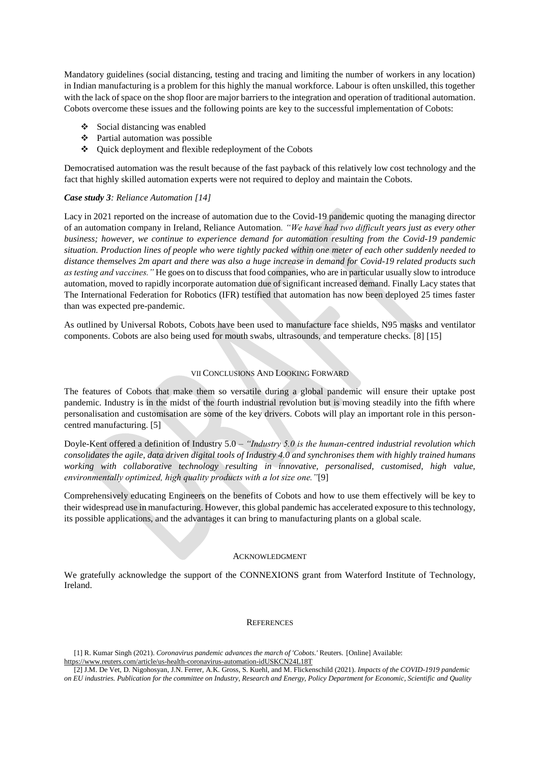Mandatory guidelines (social distancing, testing and tracing and limiting the number of workers in any location) in Indian manufacturing is a problem for this highly the manual workforce. Labour is often unskilled, this together with the lack of space on the shop floor are major barriers to the integration and operation of traditional automation. Cobots overcome these issues and the following points are key to the successful implementation of Cobots:

- Social distancing was enabled
- Partial automation was possible
- Quick deployment and flexible redeployment of the Cobots

Democratised automation was the result because of the fast payback of this relatively low cost technology and the fact that highly skilled automation experts were not required to deploy and maintain the Cobots.

***Case study 3**: Reliance Automation [14]*

Lacy in 2021 reported on the increase of automation due to the Covid-19 pandemic quoting the managing director of an automation company in Ireland, Reliance Automation*. "We have had two difficult years just as every other business; however, we continue to experience demand for automation resulting from the Covid-19 pandemic situation. Production lines of people who were tightly packed within one meter of each other suddenly needed to distance themselves 2m apart and there was also a huge increase in demand for Covid-19 related products such as testing and vaccines."* He goes on to discuss that food companies, who are in particular usually slow to introduce automation, moved to rapidly incorporate automation due of significant increased demand. Finally Lacy states that The International Federation for Robotics (IFR) testified that automation has now been deployed 25 times faster than was expected pre-pandemic.

As outlined by Universal Robots, Cobots have been used to manufacture face shields, N95 masks and ventilator components. Cobots are also being used for mouth swabs, ultrasounds, and temperature checks. [8] [15]

## VII Conclusions And Looking Forward

The features of Cobots that make them so versatile during a global pandemic will ensure their uptake post pandemic. Industry is in the midst of the fourth industrial revolution but is moving steadily into the fifth where personalisation and customisation are some of the key drivers. Cobots will play an important role in this person-centred manufacturing. [5]

Doyle-Kent offered a definition of Industry 5.0 – *"Industry 5.0 is the human-centred industrial revolution which consolidates the agile, data driven digital tools of Industry 4.0 and synchronises them with highly trained humans working with collaborative technology resulting in innovative, personalised, customised, high value, environmentally optimized, high quality products with a lot size one."*[9]

Comprehensively educating Engineers on the benefits of Cobots and how to use them effectively will be key to their widespread use in manufacturing. However, this global pandemic has accelerated exposure to this technology, its possible applications, and the advantages it can bring to manufacturing plants on a global scale.

## Acknowledgment

We gratefully acknowledge the support of the CONNEXIONS grant from Waterford Institute of Technology, Ireland.

## References

[1] R. Kumar Singh (2021). *Coronavirus pandemic advances the march of 'Cobots.'* Reuters. [Online] Available: https://www.reuters.com/article/us-health-coronavirus-automation-idUSKCN24L18T

[2] J.M. De Vet, D. Nigohosyan, J.N. Ferrer, A.K. Gross, S. Kuehl, and M. Flickenschild (2021). *Impacts of the COVID-1919 pandemic on EU industries. Publication for the committee on Industry, Research and Energy, Policy Department for Economic, Scientific and Quality*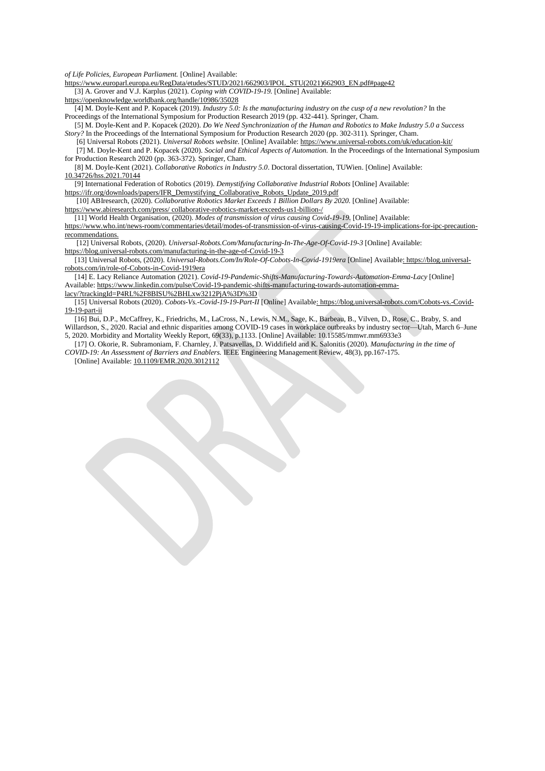*of Life Policies, European Parliament.* [Online] Available: https://www.europarl.europa.eu/RegData/etudes/STUD/2021/662903/IPOL_STU(2021)662903_EN.pdf#page42

[3] A. Grover and V.J. Karplus (2021). *Coping with COVID-19.* [Online] Available: https://openknowledge.worldbank.org/handle/10986/35028

[4] M. Doyle-Kent and P. Kopacek (2019). *Industry 5.0: Is the manufacturing industry on the cusp of a new revolution?* In the Proceedings of the International Symposium for Production Research 2019 (pp. 432-441). Springer, Cham.

[5] M. Doyle-Kent and P. Kopacek (2020). *Do We Need Synchronization of the Human and Robotics to Make Industry 5.0 a Success Story?* In the Proceedings of the International Symposium for Production Research 2020 (pp. 302-311). Springer, Cham.

[6] Universal Robots (2021). *Universal Robots website.* [Online] Available: https://www.universal-robots.com/uk/education-kit/

[7] M. Doyle-Kent and P. Kopacek (2020). *Social and Ethical Aspects of Automation.* In the Proceedings of the International Symposium for Production Research 2020 (pp. 363-372). Springer, Cham.

[8] M. Doyle-Kent (2021). *Collaborative Robotics in Industry 5.0*. Doctoral dissertation, TUWien. [Online] Available: 10.34726/hss.2021.70144

[9] International Federation of Robotics (2019). *Demystifying Collaborative Industrial Robots* [Online] Available: https://ifr.org/downloads/papers/IFR_Demystifying_Collaborative_Robots_Update_2019.pdf

[10] ABIresearch, (2020). *Collaborative Robotics Market Exceeds 1 Billion Dollars By 2020.* [Online] Available: https://www.abiresearch.com/press/ collaborative-robotics-market-exceeds-us1-billion-/

[11] World Health Organisation, (2020). *Modes of transmission of virus causing Covid-19-19.* [Online] Available: https://www.who.int/news-room/commentaries/detail/modes-of-transmission-of-virus-causing-Covid-19-19-implications-for-ipc-precaution-recommendations.

[12] Universal Robots, (2020). *Universal-Robots.Com/Manufacturing-In-The-Age-Of-Covid-19-3* [Online] Available: https://blog.universal-robots.com/manufacturing-in-the-age-of-Covid-19-3

[13] Universal Robots, (2020). *Universal-Robots.Com/In/Role-Of-Cobots-In-Covid-1919era* [Online] Available: https://blog.universal-robots.com/in/role-of-Cobots-in-Covid-1919era

[14] E. Lacy Reliance Automation (2021). *Covid-19-Pandemic-Shifts-Manufacturing-Towards-Automation-Emma-Lacy* [Online] Available: https://www.linkedin.com/pulse/Covid-19-pandemic-shifts-manufacturing-towards-automation-emma-lacy/?trackingId=P4RL%2F8BISU%2BHLxw3212PjA%3D%3D

[15] Universal Robots (2020). *Cobots-Vs.-Covid-19-19-Part-II* [Online] Available: https://blog.universal-robots.com/Cobots-vs.-Covid-19-19-part-ii

[16] Bui, D.P., McCaffrey, K., Friedrichs, M., LaCross, N., Lewis, N.M., Sage, K., Barbeau, B., Vilven, D., Rose, C., Braby, S. and Willardson, S., 2020. Racial and ethnic disparities among COVID-19 cases in workplace outbreaks by industry sector—Utah, March 6–June 5, 2020. Morbidity and Mortality Weekly Report, 69(33), p.1133. [Online] Available: 10.15585/mmwr.mm6933e3

[17] O. Okorie, R. Subramoniam, F. Charnley, J. Patsavellas, D. Widdifield and K. Salonitis (2020). *Manufacturing in the time of COVID-19: An Assessment of Barriers and Enablers.* IEEE Engineering Management Review, 48(3), pp.167-175. [Online] Available: 10.1109/EMR.2020.3012112